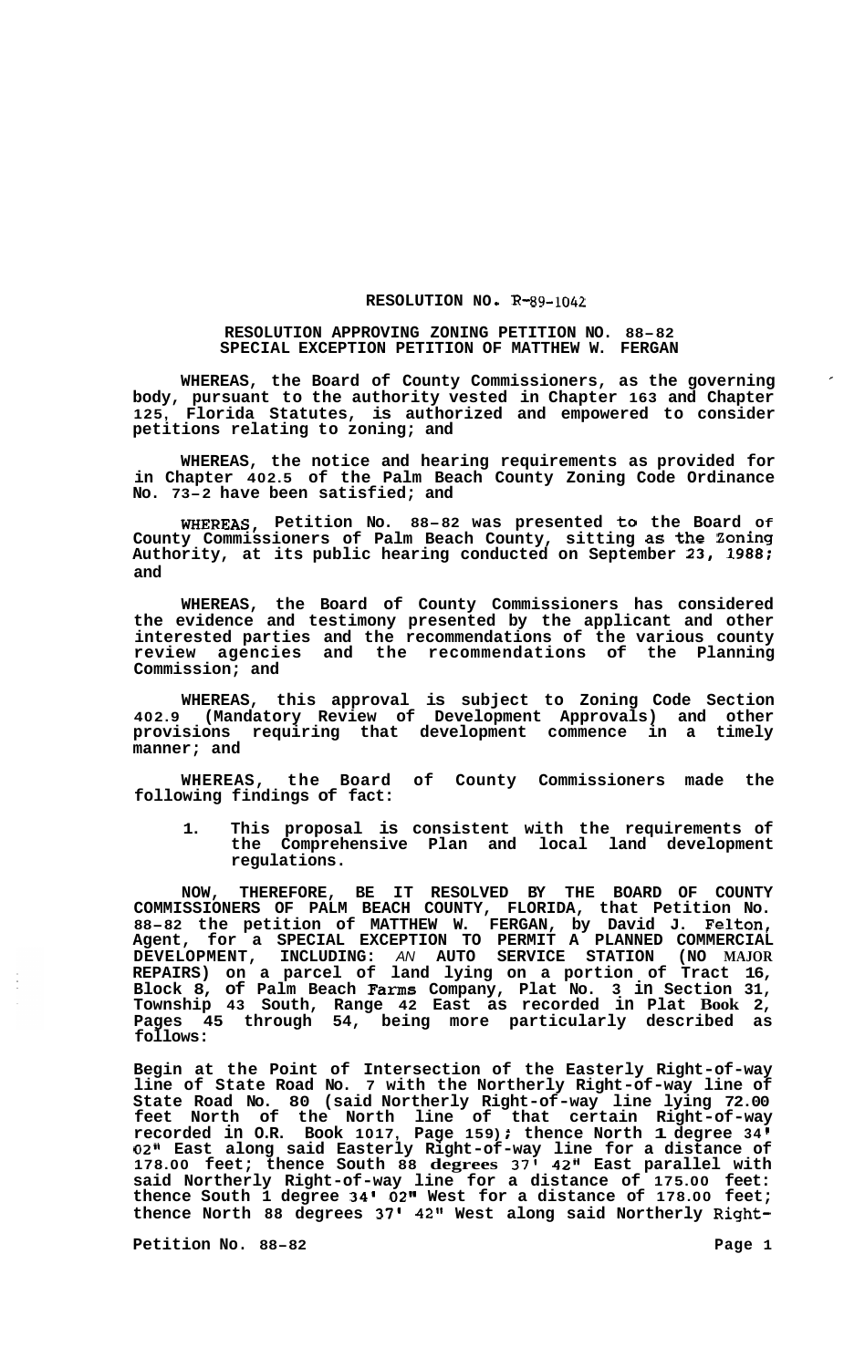**RESOLUTION NO. R-89-1042**

**RESOLUTION APPROVING ZONING PETITION NO. 88-82**
**SPECIAL EXCEPTION PETITION OF MATTHEW W. FERGAN**

**WHEREAS, the Board of County Commissioners, as the governing body, pursuant to the authority vested in Chapter 163 and Chapter 125, Florida Statutes, is authorized and empowered to consider petitions relating to zoning; and**

**WHEREAS, the notice and hearing requirements as provided for in Chapter 402.5 of the Palm Beach County Zoning Code Ordinance No. 73-2 have been satisfied; and**

**WHEREAS, Petition No. 88-82 was presented to the Board of County Commissioners of Palm Beach County, sitting as the Zoning Authority, at its public hearing conducted on September 23, 1988; and**

**WHEREAS, the Board of County Commissioners has considered the evidence and testimony presented by the applicant and other interested parties and the recommendations of the various county review agencies and the recommendations of the Planning Commission; and**

**WHEREAS, this approval is subject to Zoning Code Section 402.9 (Mandatory Review of Development Approvals) and other provisions requiring that development commence in a timely manner; and**

**WHEREAS, the Board of County Commissioners made the following findings of fact:**

1. **This proposal is consistent with the requirements of the Comprehensive Plan and local land development regulations.**

**NOW, THEREFORE, BE IT RESOLVED BY THE BOARD OF COUNTY COMMISSIONERS OF PALM BEACH COUNTY, FLORIDA, that Petition No. 88-82 the petition of MATTHEW W. FERGAN, by David J. Felton, Agent, for a SPECIAL EXCEPTION TO PERMIT A PLANNED COMMERCIAL DEVELOPMENT, INCLUDING: AN AUTO SERVICE STATION (NO MAJOR REPAIRS) on a parcel of land lying on a portion of Tract 16, Block 8, of Palm Beach Farms Company, Plat No. 3 in Section 31, Township 43 South, Range 42 East as recorded in Plat Book 2, Pages 45 through 54, being more particularly described as follows:**

**Begin at the Point of Intersection of the Easterly Right-of-way line of State Road No. 7 with the Northerly Right-of-way line of State Road No. 80 (said Northerly Right-of-way line lying 72.00 feet North of the North line of that certain Right-of-way recorded in O.R. Book 1017, Page 159); thence North 1 degree 34' 02" East along said Easterly Right-of-way line for a distance of 178.00 feet; thence South 88 degrees 37' 42" East parallel with said Northerly Right-of-way line for a distance of 175.00 feet: thence South 1 degree 34' 02" West for a distance of 178.00 feet; thence North 88 degrees 37' 42" West along said Northerly Right-**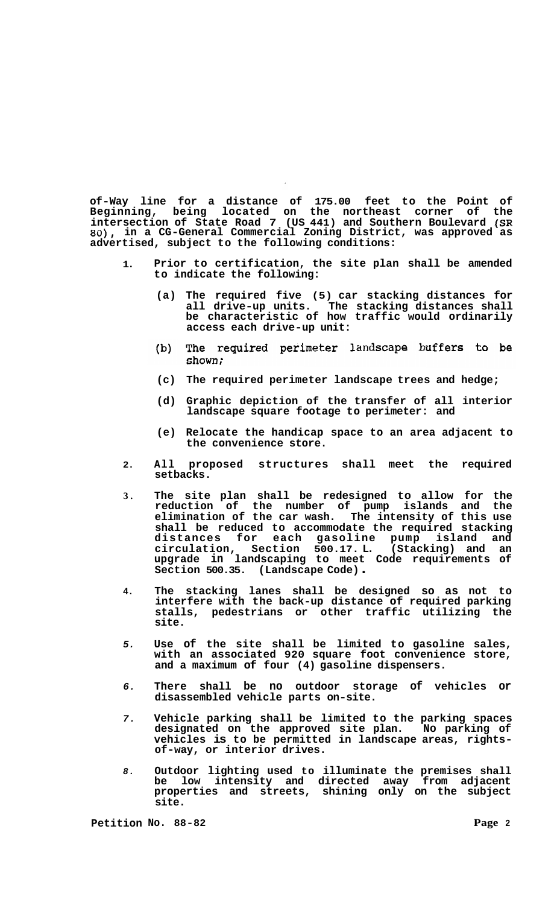of-Way line for a distance of 175.00 feet to the Point of Beginning, being located on the northeast corner of the intersection of State Road 7 (US 441) and Southern Boulevard (SR 80), in a CG-General Commercial Zoning District, was approved as advertised, subject to the following conditions:

1. Prior to certification, the site plan shall be amended to indicate the following:

   (a) The required five (5) car stacking distances for all drive-up units. The stacking distances shall be characteristic of how traffic would ordinarily access each drive-up unit:

   (b) The required perimeter landscape buffers to be shown;

   (c) The required perimeter landscape trees and hedge;

   (d) Graphic depiction of the transfer of all interior landscape square footage to perimeter: and

   (e) Relocate the handicap space to an area adjacent to the convenience store.

2. All proposed structures shall meet the required setbacks.

3. The site plan shall be redesigned to allow for the reduction of the number of pump islands and the elimination of the car wash. The intensity of this use shall be reduced to accommodate the required stacking distances for each gasoline pump island and circulation, Section 500.17. L. (Stacking) and an upgrade in landscaping to meet Code requirements of Section 500.35. (Landscape Code).

4. The stacking lanes shall be designed so as not to interfere with the back-up distance of required parking stalls, pedestrians or other traffic utilizing the site.

5. Use of the site shall be limited to gasoline sales, with an associated 920 square foot convenience store, and a maximum of four (4) gasoline dispensers.

6. There shall be no outdoor storage of vehicles or disassembled vehicle parts on-site.

7. Vehicle parking shall be limited to the parking spaces designated on the approved site plan. No parking of vehicles is to be permitted in landscape areas, rights-of-way, or interior drives.

8. Outdoor lighting used to illuminate the premises shall be low intensity and directed away from adjacent properties and streets, shining only on the subject site.

Petition No. 88-82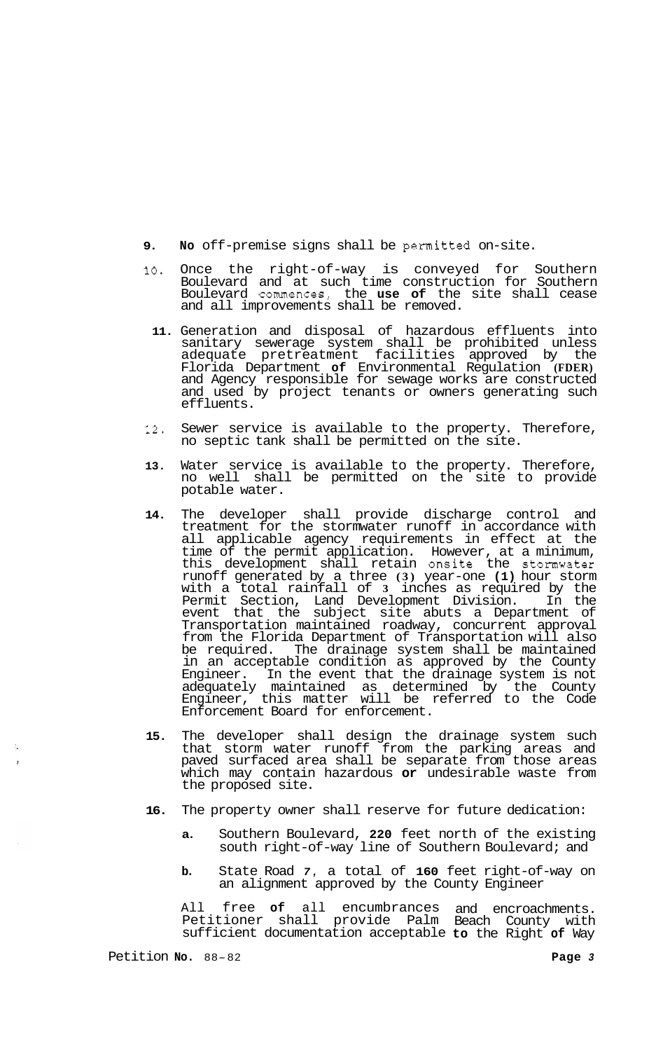9. No off-premise signs shall be permitted on-site.

10. Once the right-of-way is conveyed for Southern Boulevard and at such time construction for Southern Boulevard commences, the use of the site shall cease and all improvements shall be removed.

11. Generation and disposal of hazardous effluents into sanitary sewerage system shall be prohibited unless adequate pretreatment facilities approved by the Florida Department of Environmental Regulation (FDER) and Agency responsible for sewage works are constructed and used by project tenants or owners generating such effluents.

12. Sewer service is available to the property. Therefore, no septic tank shall be permitted on the site.

13. Water service is available to the property. Therefore, no well shall be permitted on the site to provide potable water.

14. The developer shall provide discharge control and treatment for the stormwater runoff in accordance with all applicable agency requirements in effect at the time of the permit application. However, at a minimum, this development shall retain onsite the stormwater runoff generated by a three (3) year-one (1) hour storm with a total rainfall of 3 inches as required by the Permit Section, Land Development Division. In the event that the subject site abuts a Department of Transportation maintained roadway, concurrent approval from the Florida Department of Transportation will also be required. The drainage system shall be maintained in an acceptable condition as approved by the County Engineer. In the event that the drainage system is not adequately maintained as determined by the County Engineer, this matter will be referred to the Code Enforcement Board for enforcement.

15. The developer shall design the drainage system such that storm water runoff from the parking areas and paved surfaced area shall be separate from those areas which may contain hazardous or undesirable waste from the proposed site.

16. The property owner shall reserve for future dedication:

    a. Southern Boulevard, 220 feet north of the existing south right-of-way line of Southern Boulevard; and

    b. State Road 7, a total of 160 feet right-of-way on an alignment approved by the County Engineer

    All free of all encumbrances and encroachments. Petitioner shall provide Palm Beach County with sufficient documentation acceptable to the Right of Way

Petition No. 88-82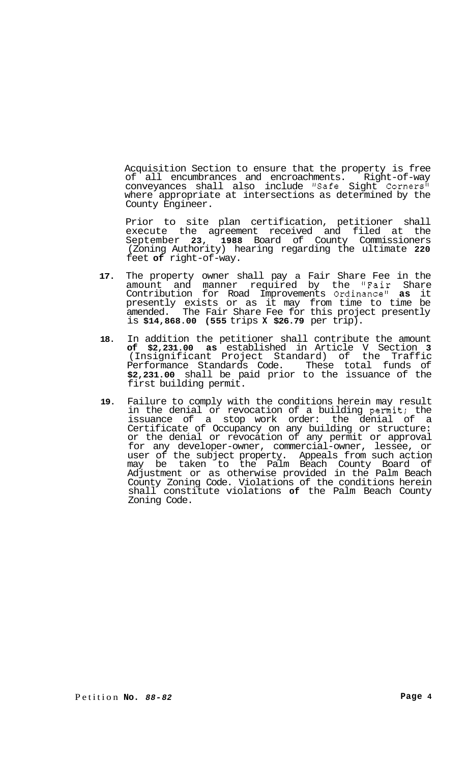Acquisition Section to ensure that the property is free of all encumbrances and encroachments. Right-of-way conveyances shall also include "Safe Sight Corners" where appropriate at intersections as determined by the County Engineer.

Prior to site plan certification, petitioner shall execute the agreement received and filed at the September **23, 1988** Board of County Commissioners (Zoning Authority) hearing regarding the ultimate **220** feet **of** right-of-way.

17. The property owner shall pay a Fair Share Fee in the amount and manner required by the "Fair Share Contribution for Road Improvements Ordinance" **as** it presently exists or as it may from time to time be amended. The Fair Share Fee for this project presently is **$14,868.00 (555** trips **X $26.79** per trip).

18. In addition the petitioner shall contribute the amount **of $2,231.00 as** established in Article V Section **3** (Insignificant Project Standard) of the Traffic Performance Standards Code. These total funds of **$2,231.00** shall be paid prior to the issuance of the first building permit.

19. Failure to comply with the conditions herein may result in the denial or revocation of a building permit; the issuance of a stop work order: the denial of a Certificate of Occupancy on any building or structure: or the denial or revocation of any permit or approval for any developer-owner, commercial-owner, lessee, or user of the subject property. Appeals from such action may be taken to the Palm Beach County Board of Adjustment or as otherwise provided in the Palm Beach County Zoning Code. Violations of the conditions herein shall constitute violations **of** the Palm Beach County Zoning Code.

Petition **No.** ***88-82***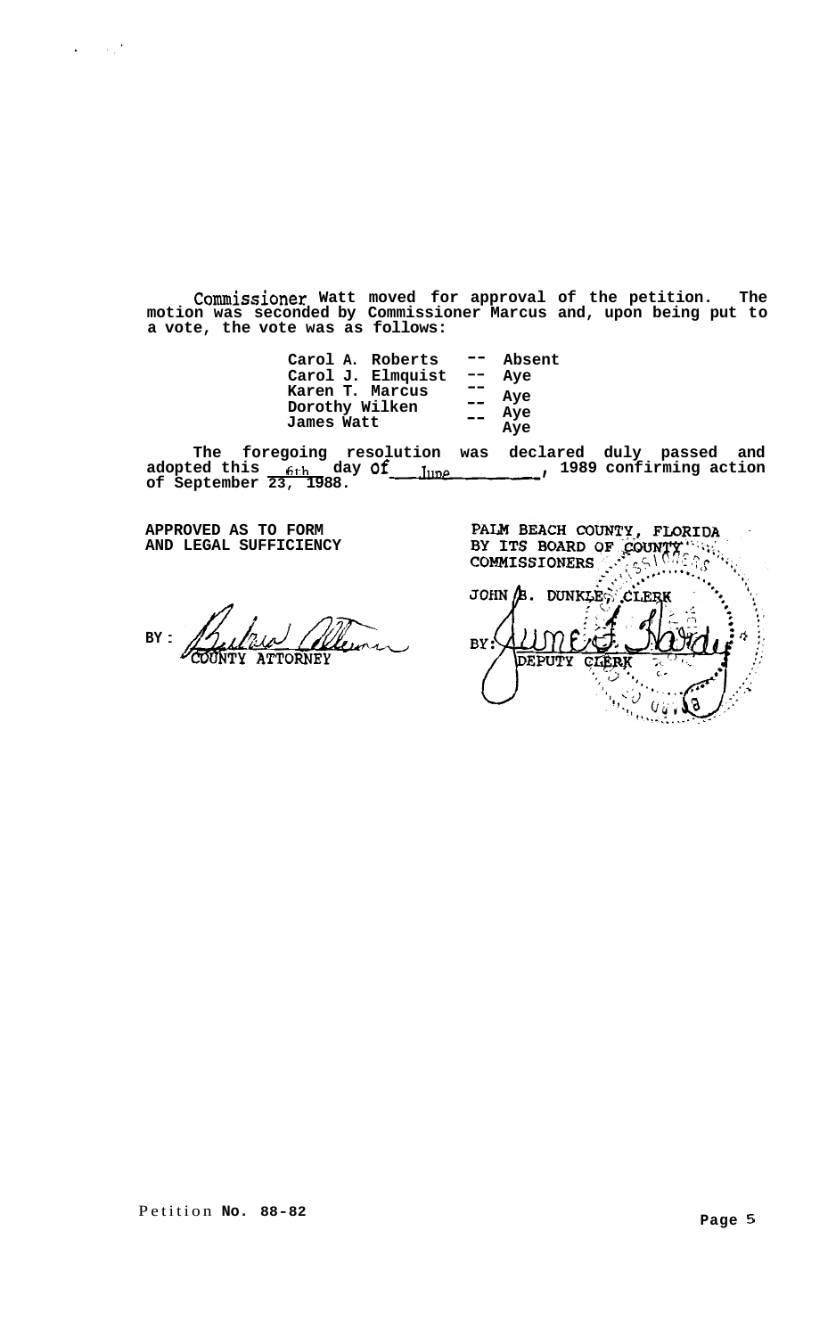Commissioner Watt moved for approval of the petition. The motion was seconded by Commissioner Marcus and, upon being put to a vote, the vote was as follows:

| | | |
|---|---|---|
| Carol A. Roberts | -- | Absent |
| Carol J. Elmquist | -- | Aye |
| Karen T. Marcus | -- | Aye |
| Dorothy Wilken | -- | Aye |
| James Watt | -- | Aye |

The foregoing resolution was declared duly passed and adopted this 6th day of June, 1989 confirming action of September 23, 1988.

APPROVED AS TO FORM AND LEGAL SUFFICIENCY

BY: COUNTY ATTORNEY

PALM BEACH COUNTY, FLORIDA BY ITS BOARD OF COUNTY COMMISSIONERS

JOHN B. DUNKLE, CLERK

BY: DEPUTY CLERK

Petition No. 88-82